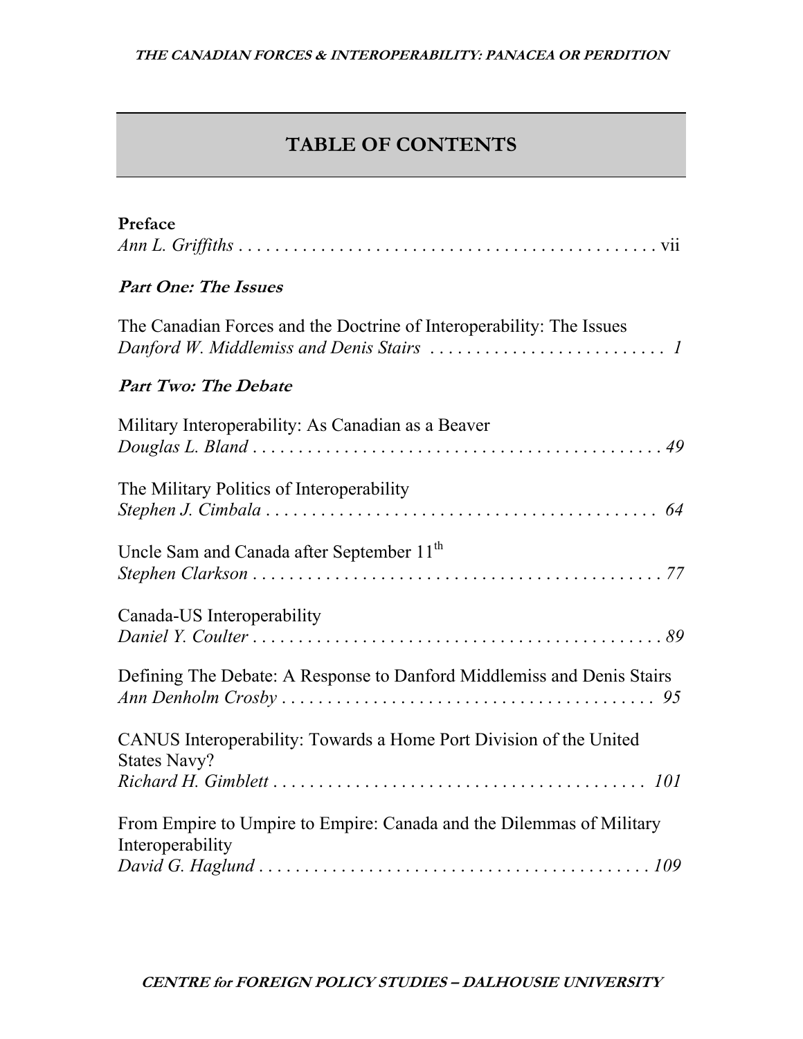# TABLE OF CONTENTS

**Preface**
*Ann L. Griffiths* . . . . . . . . . . . . . . . . . . . . . . . . . . . . . . . . . . . . . . . . . . . . . vii

***Part One: The Issues***

The Canadian Forces and the Doctrine of Interoperability: The Issues
*Danford W. Middlemiss and Denis Stairs* . . . . . . . . . . . . . . . . . . . . . . . . . . *1*

***Part Two: The Debate***

Military Interoperability: As Canadian as a Beaver
*Douglas L. Bland* . . . . . . . . . . . . . . . . . . . . . . . . . . . . . . . . . . . . . . . . . . . . *49*

The Military Politics of Interoperability
*Stephen J. Cimbala* . . . . . . . . . . . . . . . . . . . . . . . . . . . . . . . . . . . . . . . . . . *64*

Uncle Sam and Canada after September 11th
*Stephen Clarkson* . . . . . . . . . . . . . . . . . . . . . . . . . . . . . . . . . . . . . . . . . . . . *77*

Canada-US Interoperability
*Daniel Y. Coulter* . . . . . . . . . . . . . . . . . . . . . . . . . . . . . . . . . . . . . . . . . . . . *89*

Defining The Debate: A Response to Danford Middlemiss and Denis Stairs
*Ann Denholm Crosby* . . . . . . . . . . . . . . . . . . . . . . . . . . . . . . . . . . . . . . . . *95*

CANUS Interoperability: Towards a Home Port Division of the United States Navy?
*Richard H. Gimblett* . . . . . . . . . . . . . . . . . . . . . . . . . . . . . . . . . . . . . . . . *101*

From Empire to Umpire to Empire: Canada and the Dilemmas of Military Interoperability
*David G. Haglund* . . . . . . . . . . . . . . . . . . . . . . . . . . . . . . . . . . . . . . . . . . *109*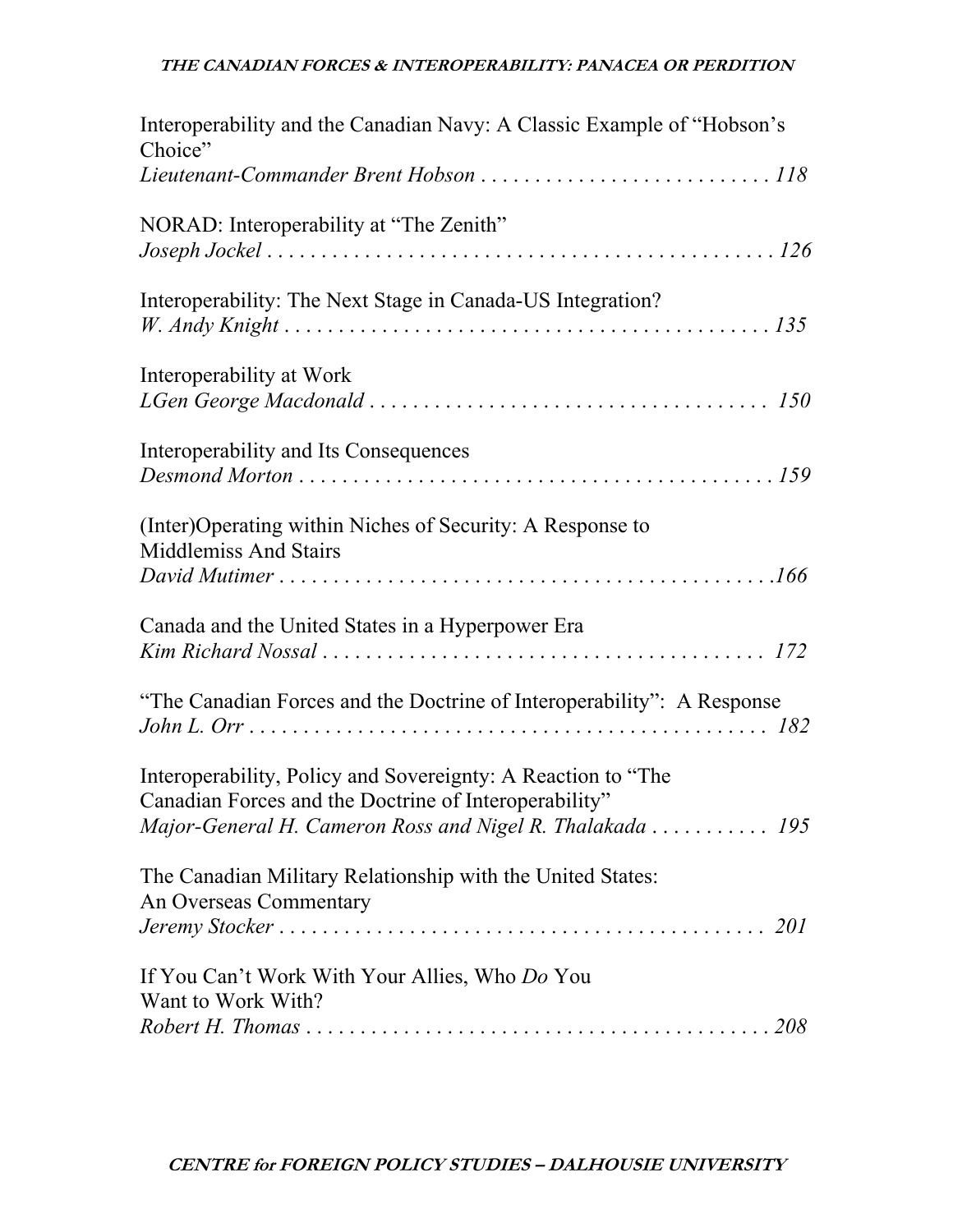Interoperability and the Canadian Navy: A Classic Example of "Hobson's Choice"
*Lieutenant-Commander Brent Hobson* . . . . . . . . . . . . . . . . . . . . . . . . . . . 118

NORAD: Interoperability at "The Zenith"
*Joseph Jockel* . . . . . . . . . . . . . . . . . . . . . . . . . . . . . . . . . . . . . . . . . . . . . . . 126

Interoperability: The Next Stage in Canada-US Integration?
*W. Andy Knight* . . . . . . . . . . . . . . . . . . . . . . . . . . . . . . . . . . . . . . . . . . . . . 135

Interoperability at Work
*LGen George Macdonald* . . . . . . . . . . . . . . . . . . . . . . . . . . . . . . . . . . . . 150

Interoperability and Its Consequences
*Desmond Morton* . . . . . . . . . . . . . . . . . . . . . . . . . . . . . . . . . . . . . . . . . . . 159

(Inter)Operating within Niches of Security: A Response to Middlemiss And Stairs
*David Mutimer* . . . . . . . . . . . . . . . . . . . . . . . . . . . . . . . . . . . . . . . . . . . . . 166

Canada and the United States in a Hyperpower Era
*Kim Richard Nossal* . . . . . . . . . . . . . . . . . . . . . . . . . . . . . . . . . . . . . . . . . 172

"The Canadian Forces and the Doctrine of Interoperability": A Response
*John L. Orr* . . . . . . . . . . . . . . . . . . . . . . . . . . . . . . . . . . . . . . . . . . . . . . . . 182

Interoperability, Policy and Sovereignty: A Reaction to "The Canadian Forces and the Doctrine of Interoperability"
*Major-General H. Cameron Ross and Nigel R. Thalakada* . . . . . . . . . . . 195

The Canadian Military Relationship with the United States: An Overseas Commentary
*Jeremy Stocker* . . . . . . . . . . . . . . . . . . . . . . . . . . . . . . . . . . . . . . . . . . . . . 201

If You Can't Work With Your Allies, Who *Do* You Want to Work With?
*Robert H. Thomas* . . . . . . . . . . . . . . . . . . . . . . . . . . . . . . . . . . . . . . . . . . . 208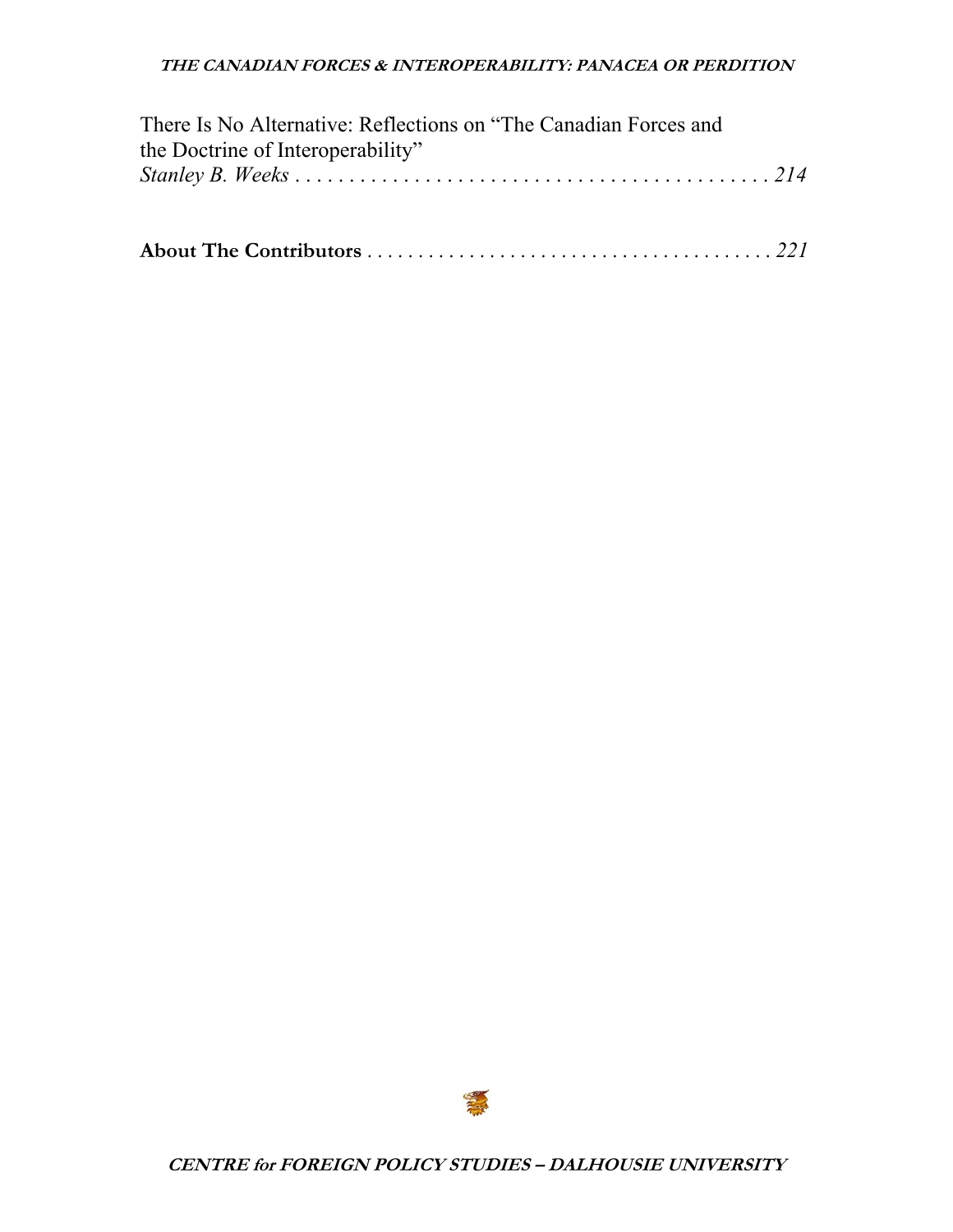There Is No Alternative: Reflections on "The Canadian Forces and the Doctrine of Interoperability"
*Stanley B. Weeks* . . . . . . . . . . . . . . . . . . . . . . . . . . . . . . . . . . . . . . . . . . . . . *214*

**About The Contributors** . . . . . . . . . . . . . . . . . . . . . . . . . . . . . . . . . . . . . . . . *221*